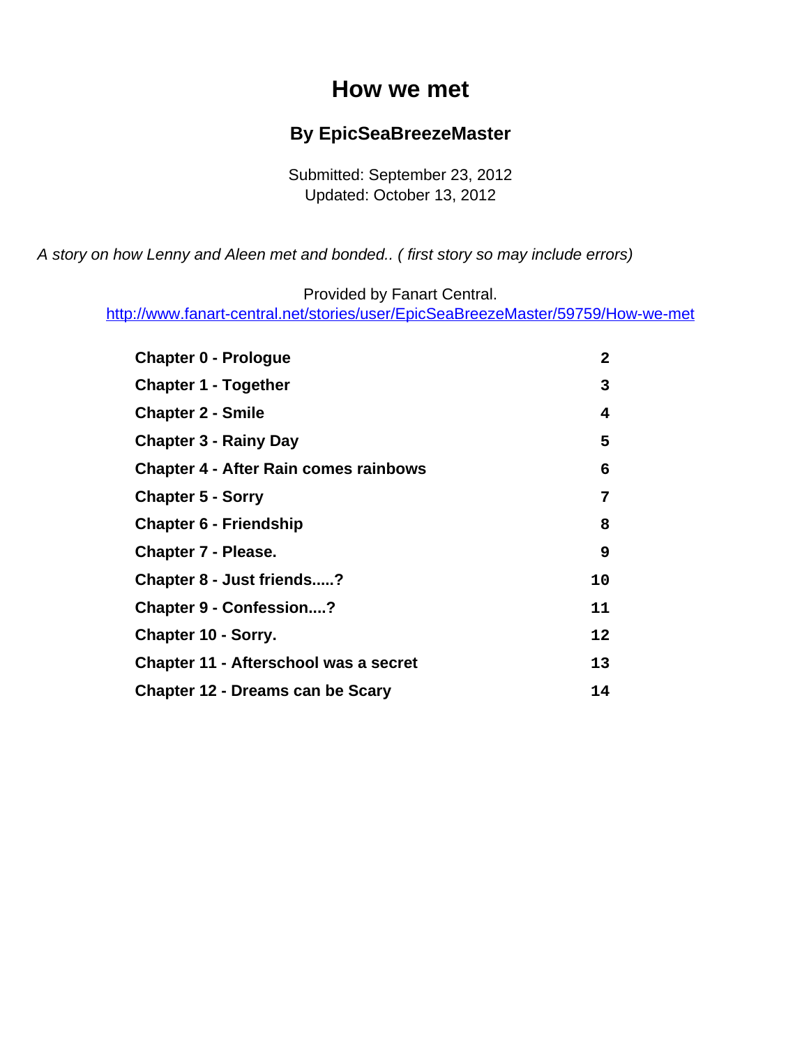# How we met

## By EpicSeaBreezeMaster

Submitted: September 23, 2012
Updated: October 13, 2012

*A story on how Lenny and Aleen met and bonded.. ( first story so may include errors)*

Provided by Fanart Central.
http://www.fanart-central.net/stories/user/EpicSeaBreezeMaster/59759/How-we-met

| | |
|---|---|
| **Chapter 0 - Prologue** | **2** |
| **Chapter 1 - Together** | **3** |
| **Chapter 2 - Smile** | **4** |
| **Chapter 3 - Rainy Day** | **5** |
| **Chapter 4 - After Rain comes rainbows** | **6** |
| **Chapter 5 - Sorry** | **7** |
| **Chapter 6 - Friendship** | **8** |
| **Chapter 7 - Please.** | **9** |
| **Chapter 8 - Just friends.....?** | **10** |
| **Chapter 9 - Confession....?** | **11** |
| **Chapter 10 - Sorry.** | **12** |
| **Chapter 11 - Afterschool was a secret** | **13** |
| **Chapter 12 - Dreams can be Scary** | **14** |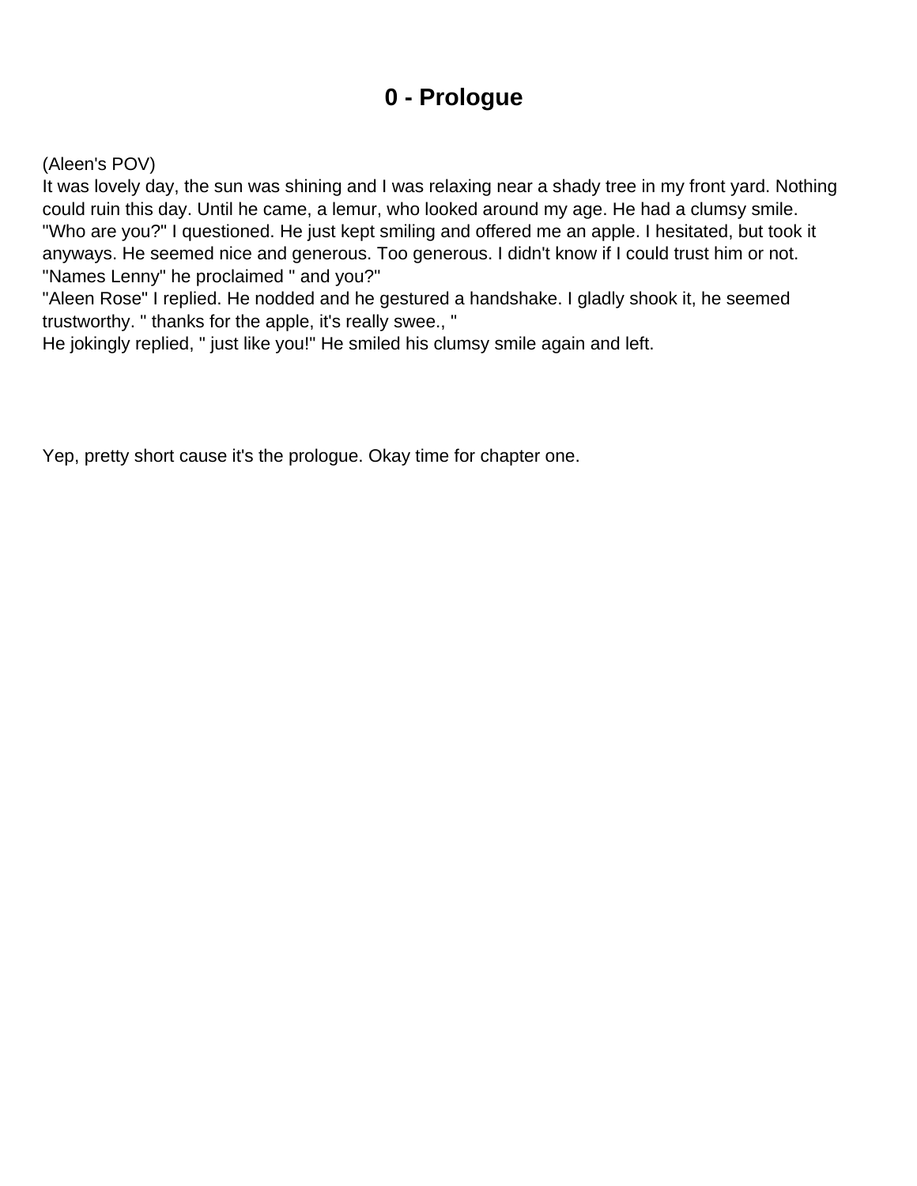# 0 - Prologue

(Aleen's POV)
It was lovely day, the sun was shining and I was relaxing near a shady tree in my front yard. Nothing could ruin this day. Until he came, a lemur, who looked around my age. He had a clumsy smile.
"Who are you?" I questioned. He just kept smiling and offered me an apple. I hesitated, but took it anyways. He seemed nice and generous. Too generous. I didn't know if I could trust him or not.
"Names Lenny" he proclaimed " and you?"
"Aleen Rose" I replied. He nodded and he gestured a handshake. I gladly shook it, he seemed trustworthy. " thanks for the apple, it's really swee., "
He jokingly replied, " just like you!" He smiled his clumsy smile again and left.

Yep, pretty short cause it's the prologue. Okay time for chapter one.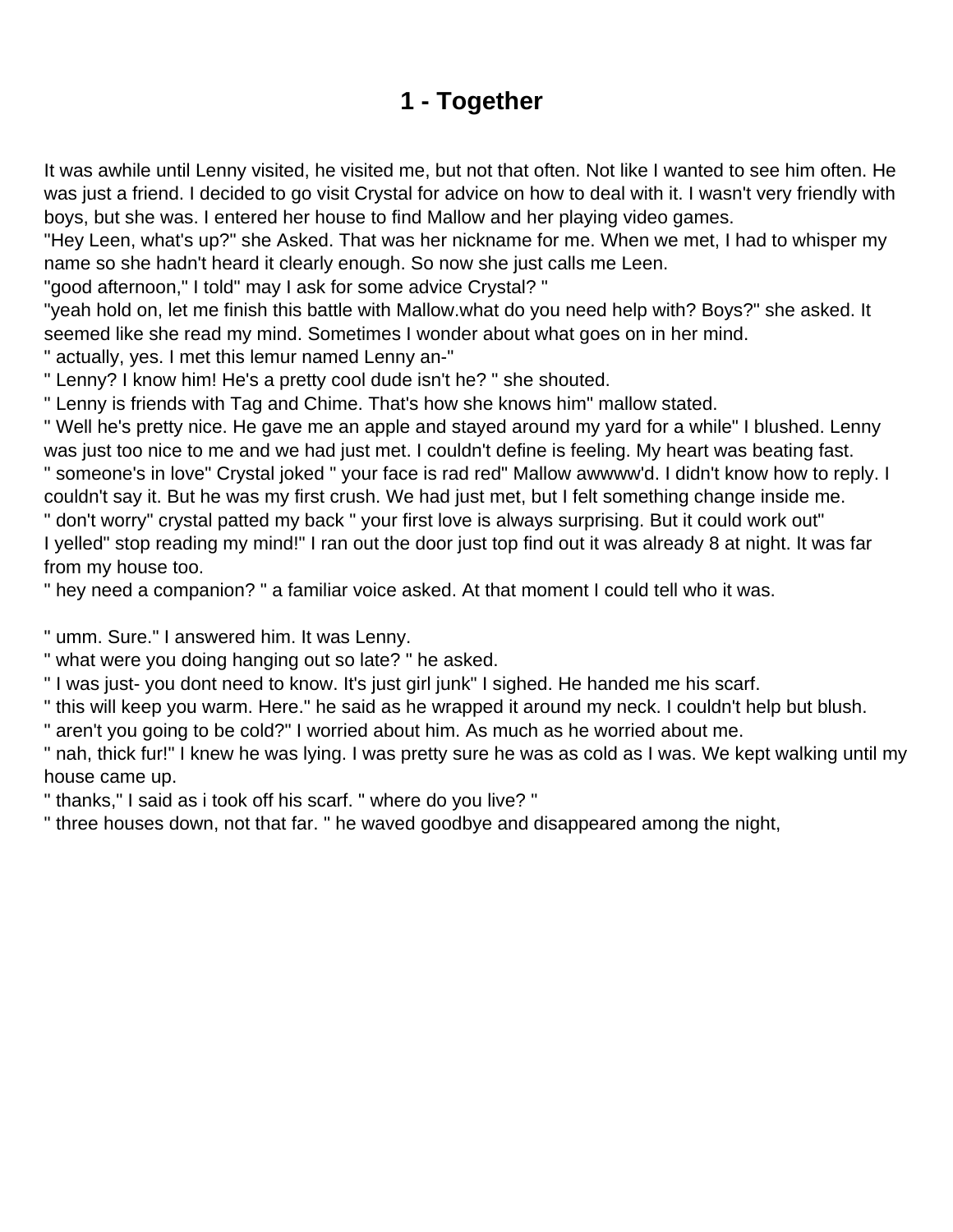# 1 - Together

It was awhile until Lenny visited, he visited me, but not that often. Not like I wanted to see him often. He was just a friend. I decided to go visit Crystal for advice on how to deal with it. I wasn't very friendly with boys, but she was. I entered her house to find Mallow and her playing video games.
"Hey Leen, what's up?" she Asked. That was her nickname for me. When we met, I had to whisper my name so she hadn't heard it clearly enough. So now she just calls me Leen.
"good afternoon," I told" may I ask for some advice Crystal? "
"yeah hold on, let me finish this battle with Mallow.what do you need help with? Boys?" she asked. It seemed like she read my mind. Sometimes I wonder about what goes on in her mind.
" actually, yes. I met this lemur named Lenny an-"
" Lenny? I know him! He's a pretty cool dude isn't he? " she shouted.
" Lenny is friends with Tag and Chime. That's how she knows him" mallow stated.
" Well he's pretty nice. He gave me an apple and stayed around my yard for a while" I blushed. Lenny was just too nice to me and we had just met. I couldn't define is feeling. My heart was beating fast.
" someone's in love" Crystal joked " your face is rad red" Mallow awwww'd. I didn't know how to reply. I couldn't say it. But he was my first crush. We had just met, but I felt something change inside me.
" don't worry" crystal patted my back " your first love is always surprising. But it could work out"
I yelled" stop reading my mind!" I ran out the door just top find out it was already 8 at night. It was far from my house too.
" hey need a companion? " a familiar voice asked. At that moment I could tell who it was.

" umm. Sure." I answered him. It was Lenny.
" what were you doing hanging out so late? " he asked.
" I was just- you dont need to know. It's just girl junk" I sighed. He handed me his scarf.
" this will keep you warm. Here." he said as he wrapped it around my neck. I couldn't help but blush.
" aren't you going to be cold?" I worried about him. As much as he worried about me.
" nah, thick fur!" I knew he was lying. I was pretty sure he was as cold as I was. We kept walking until my house came up.
" thanks," I said as i took off his scarf. " where do you live? "
" three houses down, not that far. " he waved goodbye and disappeared among the night,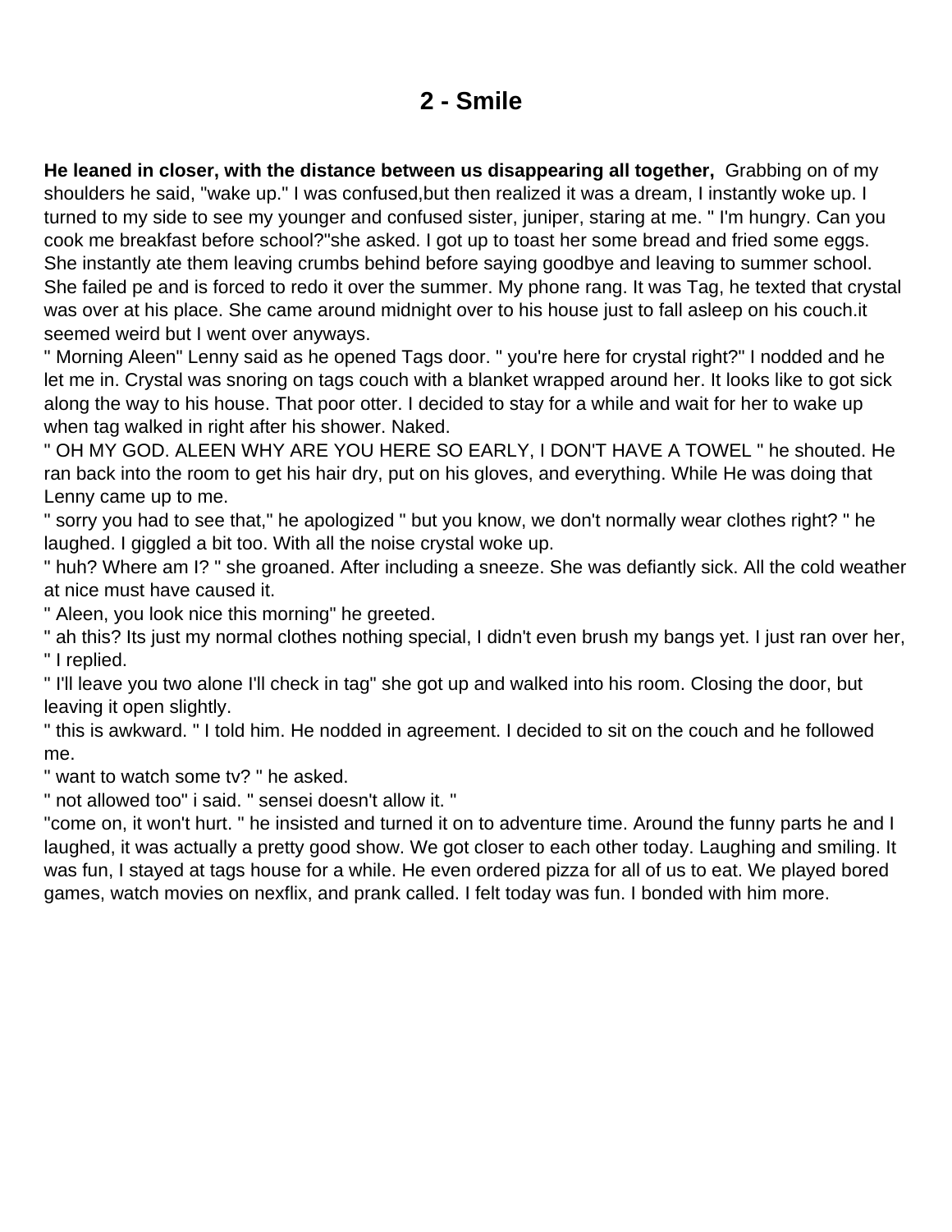# 2 - Smile

**He leaned in closer, with the distance between us disappearing all together,** Grabbing on of my shoulders he said, "wake up." I was confused,but then realized it was a dream, I instantly woke up. I turned to my side to see my younger and confused sister, juniper, staring at me. " I'm hungry. Can you cook me breakfast before school?"she asked. I got up to toast her some bread and fried some eggs. She instantly ate them leaving crumbs behind before saying goodbye and leaving to summer school. She failed pe and is forced to redo it over the summer. My phone rang. It was Tag, he texted that crystal was over at his place. She came around midnight over to his house just to fall asleep on his couch.it seemed weird but I went over anyways.

" Morning Aleen" Lenny said as he opened Tags door. " you're here for crystal right?" I nodded and he let me in. Crystal was snoring on tags couch with a blanket wrapped around her. It looks like to got sick along the way to his house. That poor otter. I decided to stay for a while and wait for her to wake up when tag walked in right after his shower. Naked.

" OH MY GOD. ALEEN WHY ARE YOU HERE SO EARLY, I DON'T HAVE A TOWEL " he shouted. He ran back into the room to get his hair dry, put on his gloves, and everything. While He was doing that Lenny came up to me.

" sorry you had to see that," he apologized " but you know, we don't normally wear clothes right? " he laughed. I giggled a bit too. With all the noise crystal woke up.

" huh? Where am I? " she groaned. After including a sneeze. She was defiantly sick. All the cold weather at nice must have caused it.

" Aleen, you look nice this morning" he greeted.

" ah this? Its just my normal clothes nothing special, I didn't even brush my bangs yet. I just ran over her, " I replied.

" I'll leave you two alone I'll check in tag" she got up and walked into his room. Closing the door, but leaving it open slightly.

" this is awkward. " I told him. He nodded in agreement. I decided to sit on the couch and he followed me.

" want to watch some tv? " he asked.

" not allowed too" i said. " sensei doesn't allow it. "

"come on, it won't hurt. " he insisted and turned it on to adventure time. Around the funny parts he and I laughed, it was actually a pretty good show. We got closer to each other today. Laughing and smiling. It was fun, I stayed at tags house for a while. He even ordered pizza for all of us to eat. We played bored games, watch movies on nexflix, and prank called. I felt today was fun. I bonded with him more.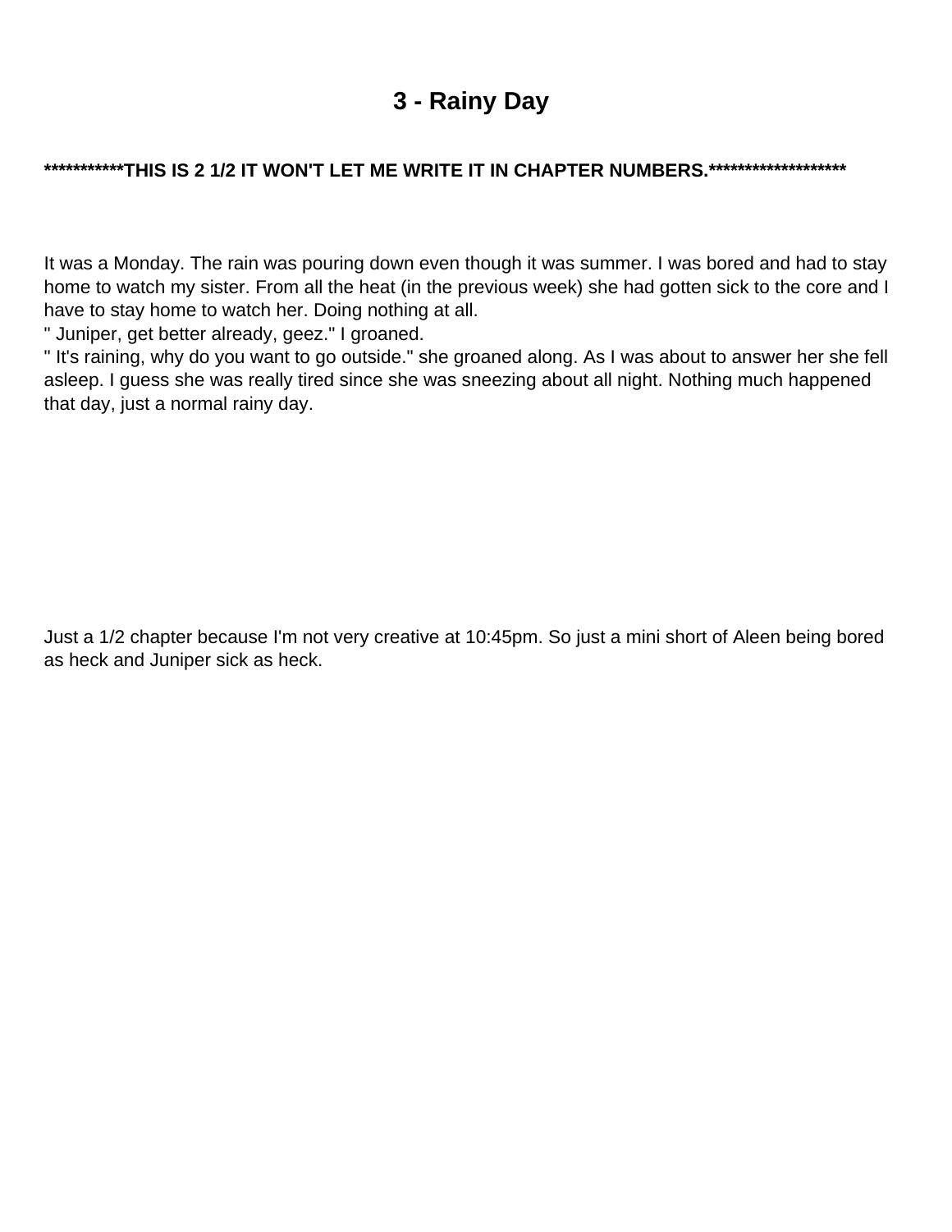# 3 - Rainy Day

**\*\*\*\*\*\*\*\*\*\*\*THIS IS 2 1/2 IT WON'T LET ME WRITE IT IN CHAPTER NUMBERS.\*\*\*\*\*\*\*\*\*\*\*\*\*\*\*\*\*\*\***

It was a Monday. The rain was pouring down even though it was summer. I was bored and had to stay home to watch my sister. From all the heat (in the previous week) she had gotten sick to the core and I have to stay home to watch her. Doing nothing at all.

" Juniper, get better already, geez." I groaned.

" It's raining, why do you want to go outside." she groaned along. As I was about to answer her she fell asleep. I guess she was really tired since she was sneezing about all night. Nothing much happened that day, just a normal rainy day.

Just a 1/2 chapter because I'm not very creative at 10:45pm. So just a mini short of Aleen being bored as heck and Juniper sick as heck.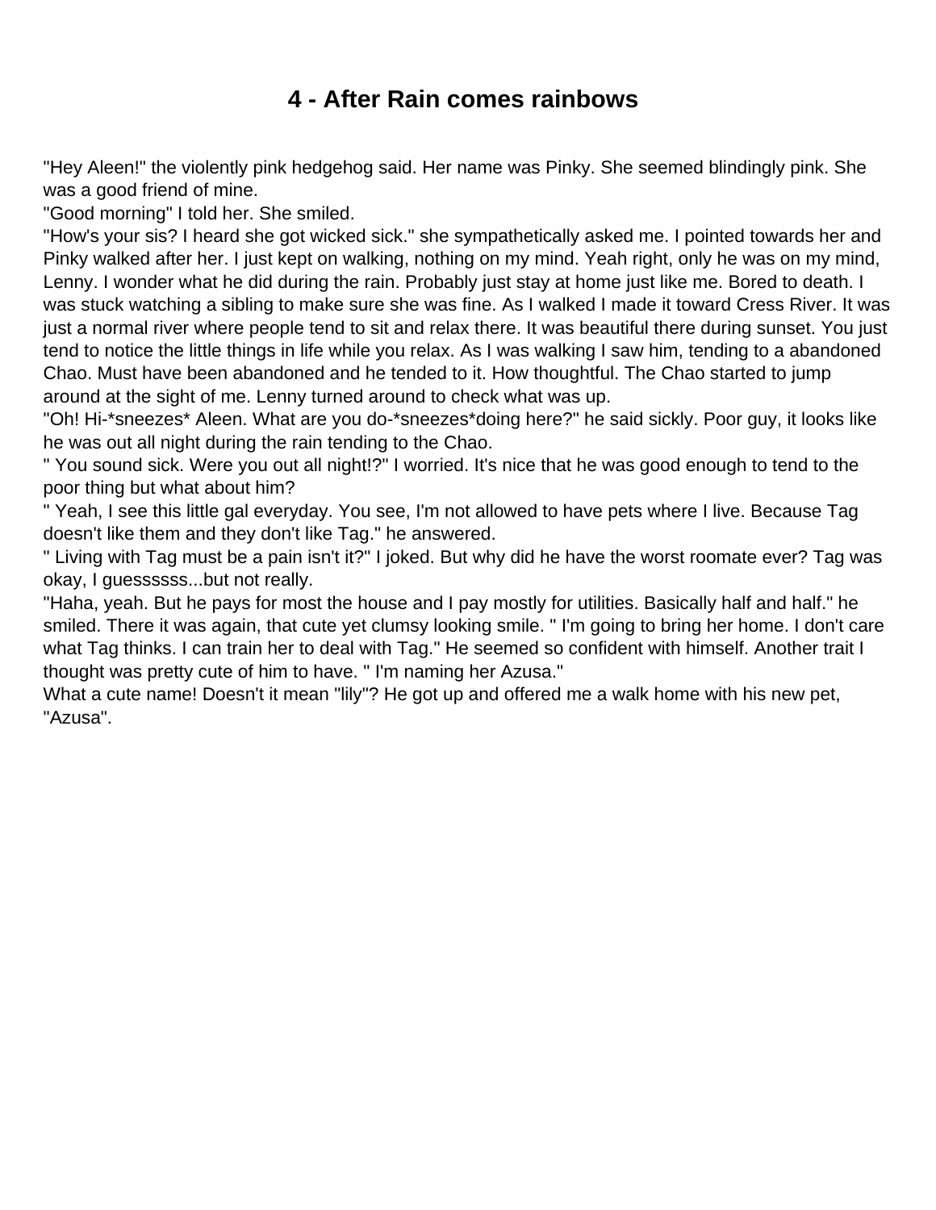# 4 - After Rain comes rainbows

"Hey Aleen!" the violently pink hedgehog said. Her name was Pinky. She seemed blindingly pink. She was a good friend of mine.

"Good morning" I told her. She smiled.

"How's your sis? I heard she got wicked sick." she sympathetically asked me. I pointed towards her and Pinky walked after her. I just kept on walking, nothing on my mind. Yeah right, only he was on my mind, Lenny. I wonder what he did during the rain. Probably just stay at home just like me. Bored to death. I was stuck watching a sibling to make sure she was fine. As I walked I made it toward Cress River. It was just a normal river where people tend to sit and relax there. It was beautiful there during sunset. You just tend to notice the little things in life while you relax. As I was walking I saw him, tending to a abandoned Chao. Must have been abandoned and he tended to it. How thoughtful. The Chao started to jump around at the sight of me. Lenny turned around to check what was up.

"Oh! Hi-*sneezes* Aleen. What are you do-*sneezes*doing here?" he said sickly. Poor guy, it looks like he was out all night during the rain tending to the Chao.

" You sound sick. Were you out all night!?" I worried. It's nice that he was good enough to tend to the poor thing but what about him?

" Yeah, I see this little gal everyday. You see, I'm not allowed to have pets where I live. Because Tag doesn't like them and they don't like Tag." he answered.

" Living with Tag must be a pain isn't it?" I joked. But why did he have the worst roomate ever? Tag was okay, I guessssss...but not really.

"Haha, yeah. But he pays for most the house and I pay mostly for utilities. Basically half and half." he smiled. There it was again, that cute yet clumsy looking smile. " I'm going to bring her home. I don't care what Tag thinks. I can train her to deal with Tag." He seemed so confident with himself. Another trait I thought was pretty cute of him to have. " I'm naming her Azusa."

What a cute name! Doesn't it mean "lily"? He got up and offered me a walk home with his new pet, "Azusa".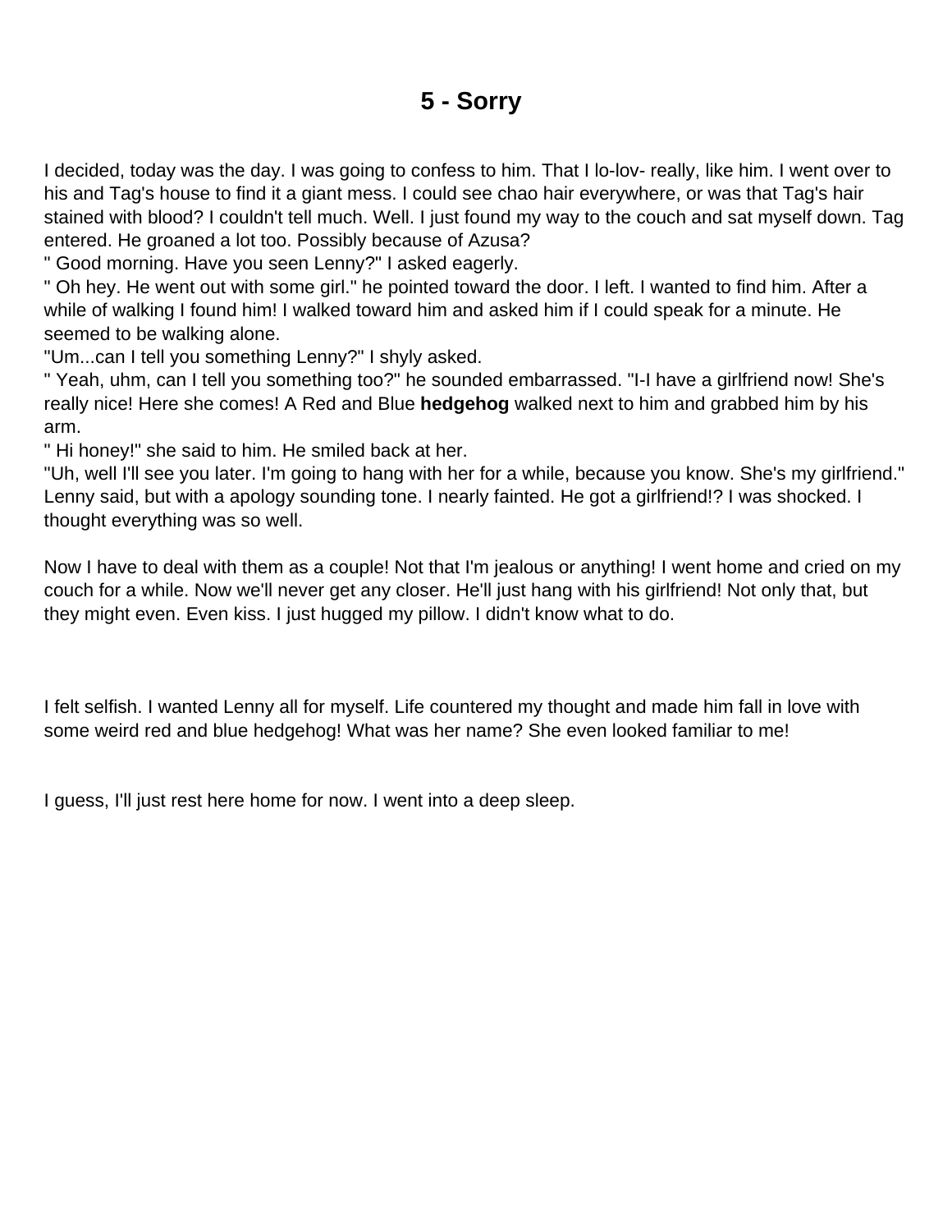# 5 - Sorry

I decided, today was the day. I was going to confess to him. That I lo-lov- really, like him. I went over to his and Tag's house to find it a giant mess. I could see chao hair everywhere, or was that Tag's hair stained with blood? I couldn't tell much. Well. I just found my way to the couch and sat myself down. Tag entered. He groaned a lot too. Possibly because of Azusa?

" Good morning. Have you seen Lenny?" I asked eagerly.

" Oh hey. He went out with some girl." he pointed toward the door. I left. I wanted to find him. After a while of walking I found him! I walked toward him and asked him if I could speak for a minute. He seemed to be walking alone.

"Um...can I tell you something Lenny?" I shyly asked.

" Yeah, uhm, can I tell you something too?" he sounded embarrassed. "I-I have a girlfriend now! She's really nice! Here she comes! A Red and Blue **hedgehog** walked next to him and grabbed him by his arm.

" Hi honey!" she said to him. He smiled back at her.

"Uh, well I'll see you later. I'm going to hang with her for a while, because you know. She's my girlfriend." Lenny said, but with a apology sounding tone. I nearly fainted. He got a girlfriend!? I was shocked. I thought everything was so well.

Now I have to deal with them as a couple! Not that I'm jealous or anything! I went home and cried on my couch for a while. Now we'll never get any closer. He'll just hang with his girlfriend! Not only that, but they might even. Even kiss. I just hugged my pillow. I didn't know what to do.

I felt selfish. I wanted Lenny all for myself. Life countered my thought and made him fall in love with some weird red and blue hedgehog! What was her name? She even looked familiar to me!

I guess, I'll just rest here home for now. I went into a deep sleep.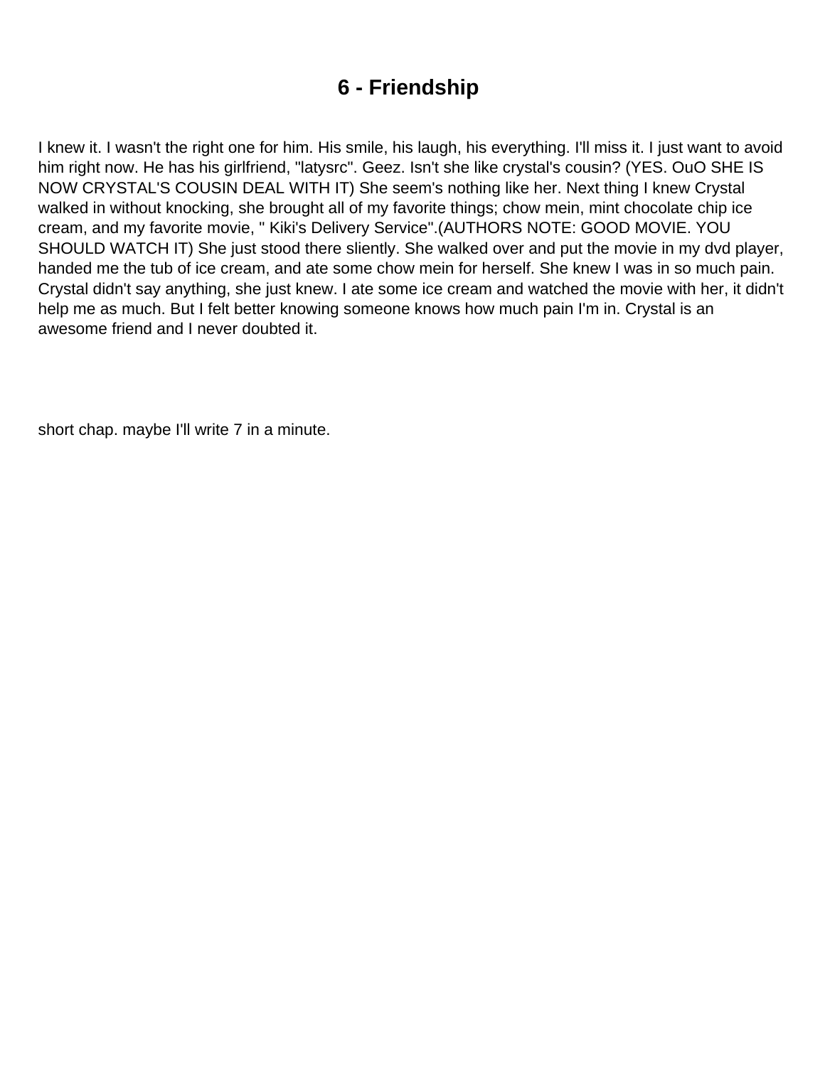# 6 - Friendship

I knew it. I wasn't the right one for him. His smile, his laugh, his everything. I'll miss it. I just want to avoid him right now. He has his girlfriend, "latysrc". Geez. Isn't she like crystal's cousin? (YES. OuO SHE IS NOW CRYSTAL'S COUSIN DEAL WITH IT) She seem's nothing like her. Next thing I knew Crystal walked in without knocking, she brought all of my favorite things; chow mein, mint chocolate chip ice cream, and my favorite movie, " Kiki's Delivery Service".(AUTHORS NOTE: GOOD MOVIE. YOU SHOULD WATCH IT) She just stood there sliently. She walked over and put the movie in my dvd player, handed me the tub of ice cream, and ate some chow mein for herself. She knew I was in so much pain. Crystal didn't say anything, she just knew. I ate some ice cream and watched the movie with her, it didn't help me as much. But I felt better knowing someone knows how much pain I'm in. Crystal is an awesome friend and I never doubted it.

short chap. maybe I'll write 7 in a minute.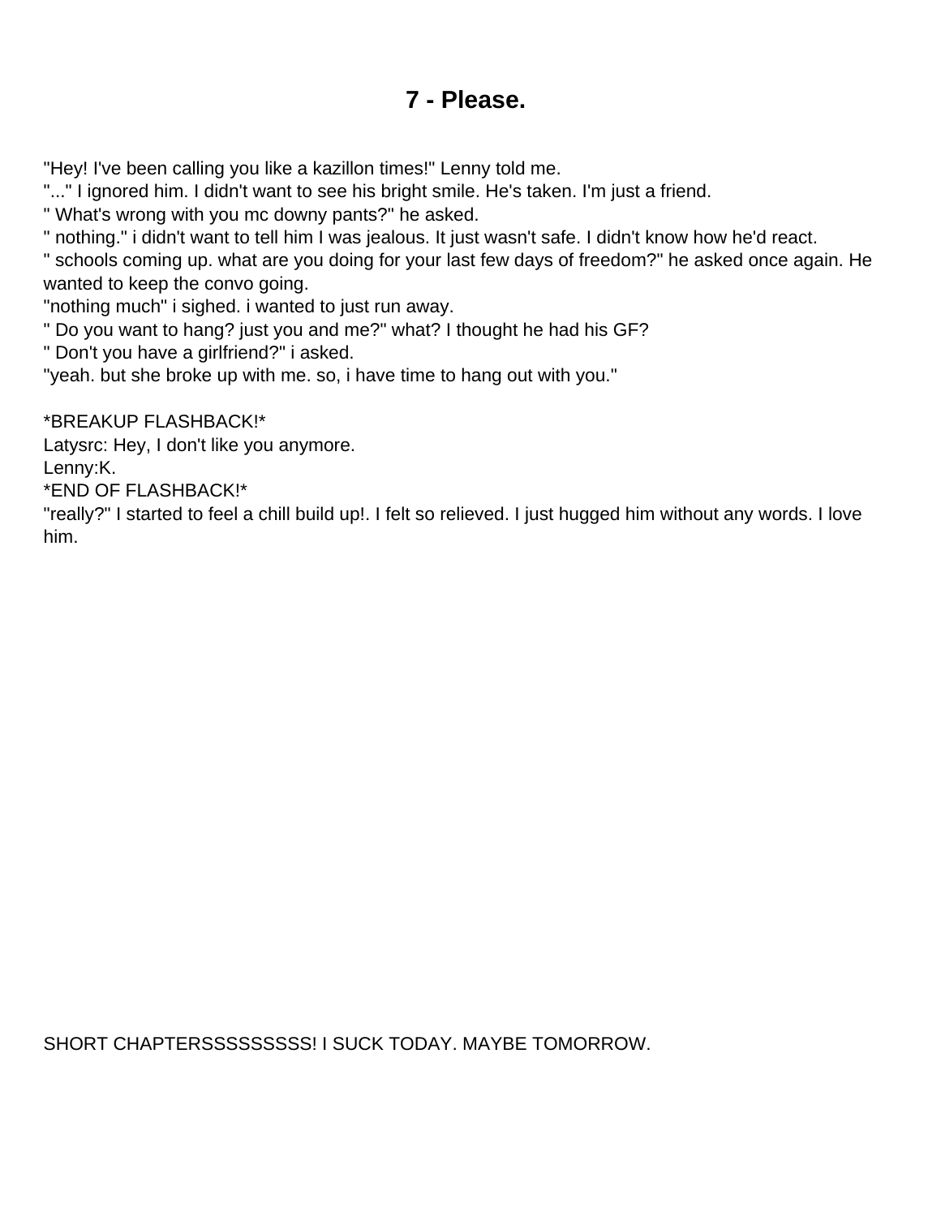# 7 - Please.

"Hey! I've been calling you like a kazillon times!" Lenny told me.
"..." I ignored him. I didn't want to see his bright smile. He's taken. I'm just a friend.
" What's wrong with you mc downy pants?" he asked.
" nothing." i didn't want to tell him I was jealous. It just wasn't safe. I didn't know how he'd react.
" schools coming up. what are you doing for your last few days of freedom?" he asked once again. He wanted to keep the convo going.
"nothing much" i sighed. i wanted to just run away.
" Do you want to hang? just you and me?" what? I thought he had his GF?
" Don't you have a girlfriend?" i asked.
"yeah. but she broke up with me. so, i have time to hang out with you."

*BREAKUP FLASHBACK!*
Latysrc: Hey, I don't like you anymore.
Lenny:K.
*END OF FLASHBACK!*
"really?" I started to feel a chill build up!. I felt so relieved. I just hugged him without any words. I love him.

SHORT CHAPTERSSSSSSSSS! I SUCK TODAY. MAYBE TOMORROW.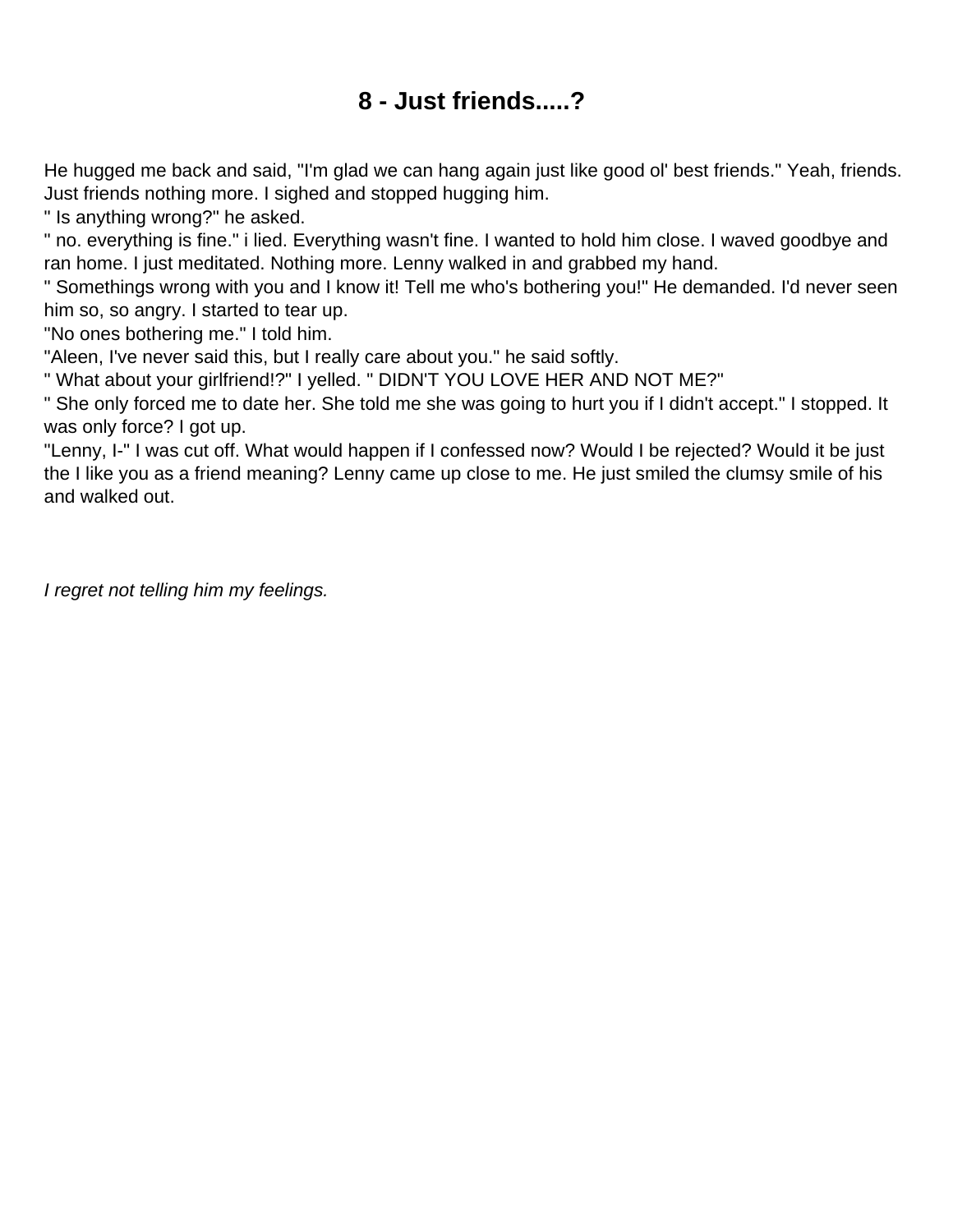# 8 - Just friends.....?

He hugged me back and said, "I'm glad we can hang again just like good ol' best friends." Yeah, friends. Just friends nothing more. I sighed and stopped hugging him.

" Is anything wrong?" he asked.

" no. everything is fine." i lied. Everything wasn't fine. I wanted to hold him close. I waved goodbye and ran home. I just meditated. Nothing more. Lenny walked in and grabbed my hand.

" Somethings wrong with you and I know it! Tell me who's bothering you!" He demanded. I'd never seen him so, so angry. I started to tear up.

"No ones bothering me." I told him.

"Aleen, I've never said this, but I really care about you." he said softly.

" What about your girlfriend!?" I yelled. " DIDN'T YOU LOVE HER AND NOT ME?"

" She only forced me to date her. She told me she was going to hurt you if I didn't accept." I stopped. It was only force? I got up.

"Lenny, I-" I was cut off. What would happen if I confessed now? Would I be rejected? Would it be just the I like you as a friend meaning? Lenny came up close to me. He just smiled the clumsy smile of his and walked out.

*I regret not telling him my feelings.*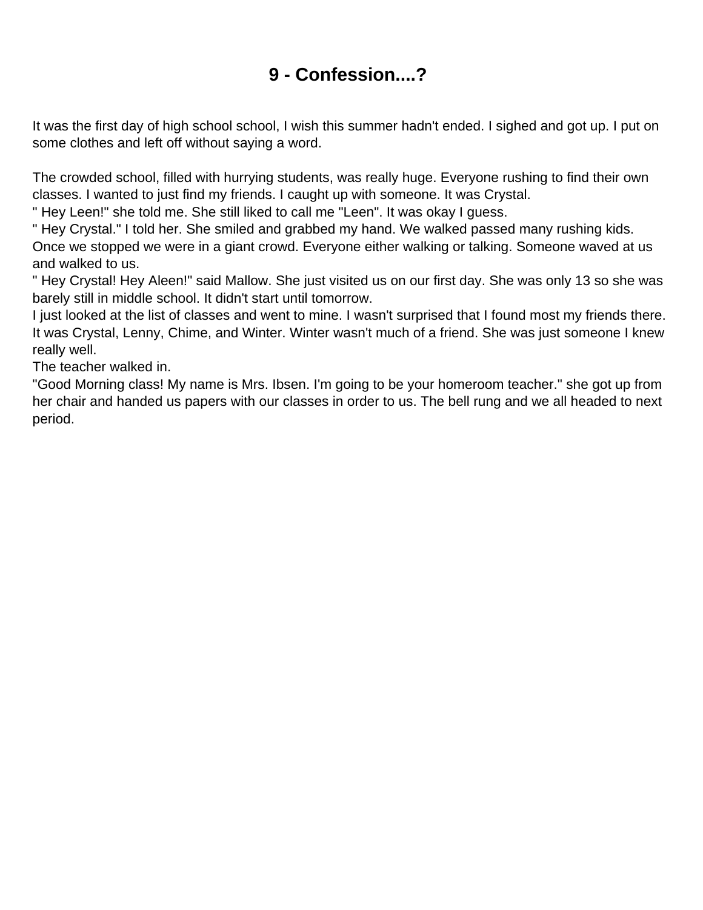# 9 - Confession....?

It was the first day of high school school, I wish this summer hadn't ended. I sighed and got up. I put on some clothes and left off without saying a word.

The crowded school, filled with hurrying students, was really huge. Everyone rushing to find their own classes. I wanted to just find my friends. I caught up with someone. It was Crystal.
" Hey Leen!" she told me. She still liked to call me "Leen". It was okay I guess.
" Hey Crystal." I told her. She smiled and grabbed my hand. We walked passed many rushing kids. Once we stopped we were in a giant crowd. Everyone either walking or talking. Someone waved at us and walked to us.
" Hey Crystal! Hey Aleen!" said Mallow. She just visited us on our first day. She was only 13 so she was barely still in middle school. It didn't start until tomorrow.
I just looked at the list of classes and went to mine. I wasn't surprised that I found most my friends there. It was Crystal, Lenny, Chime, and Winter. Winter wasn't much of a friend. She was just someone I knew really well.
The teacher walked in.
"Good Morning class! My name is Mrs. Ibsen. I'm going to be your homeroom teacher." she got up from her chair and handed us papers with our classes in order to us. The bell rung and we all headed to next period.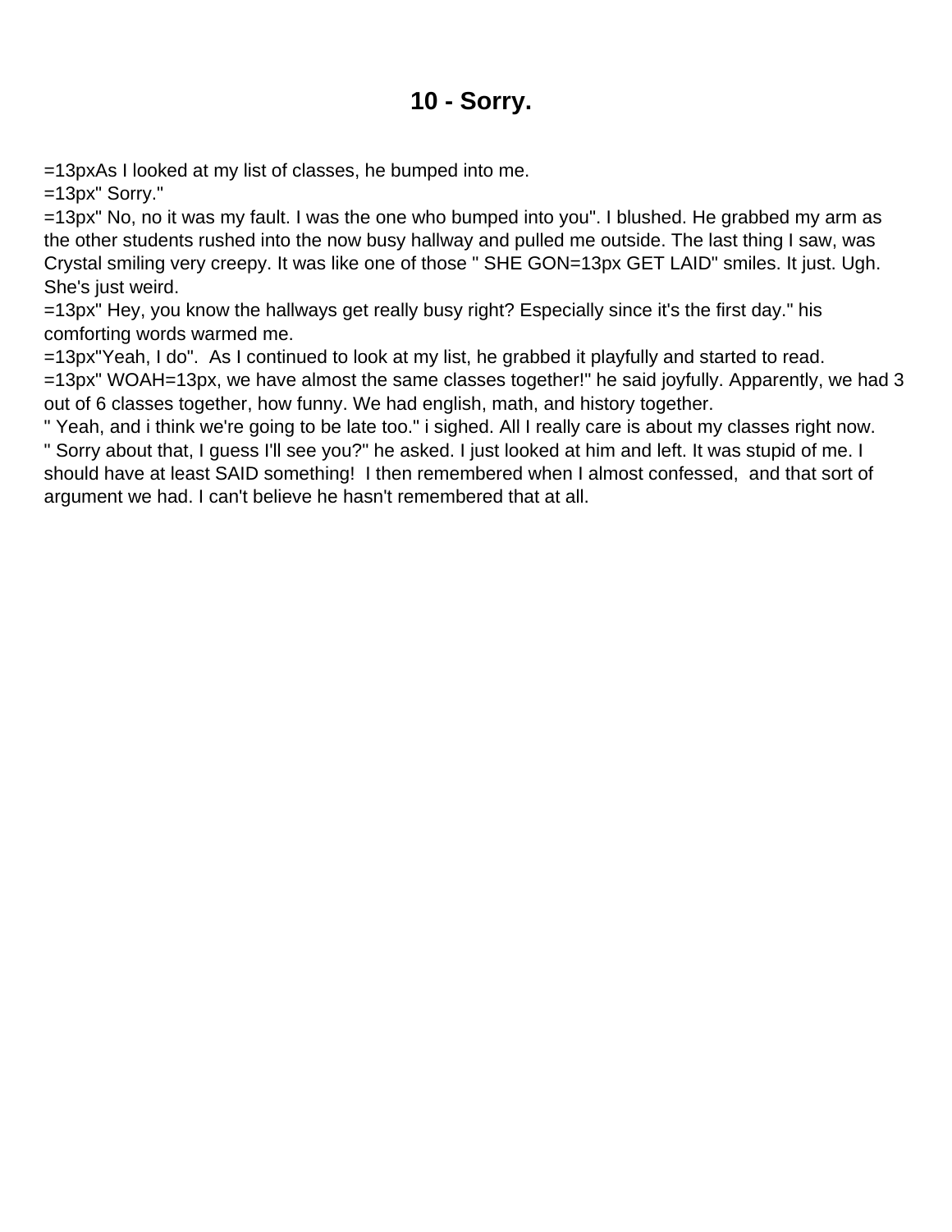# 10 - Sorry.

=13pxAs I looked at my list of classes, he bumped into me.

=13px" Sorry."

=13px" No, no it was my fault. I was the one who bumped into you". I blushed. He grabbed my arm as the other students rushed into the now busy hallway and pulled me outside. The last thing I saw, was Crystal smiling very creepy. It was like one of those " SHE GON=13px GET LAID" smiles. It just. Ugh. She's just weird.

=13px" Hey, you know the hallways get really busy right? Especially since it's the first day." his comforting words warmed me.

=13px"Yeah, I do". As I continued to look at my list, he grabbed it playfully and started to read.

=13px" WOAH=13px, we have almost the same classes together!" he said joyfully. Apparently, we had 3 out of 6 classes together, how funny. We had english, math, and history together.

" Yeah, and i think we're going to be late too." i sighed. All I really care is about my classes right now.

" Sorry about that, I guess I'll see you?" he asked. I just looked at him and left. It was stupid of me. I should have at least SAID something! I then remembered when I almost confessed, and that sort of argument we had. I can't believe he hasn't remembered that at all.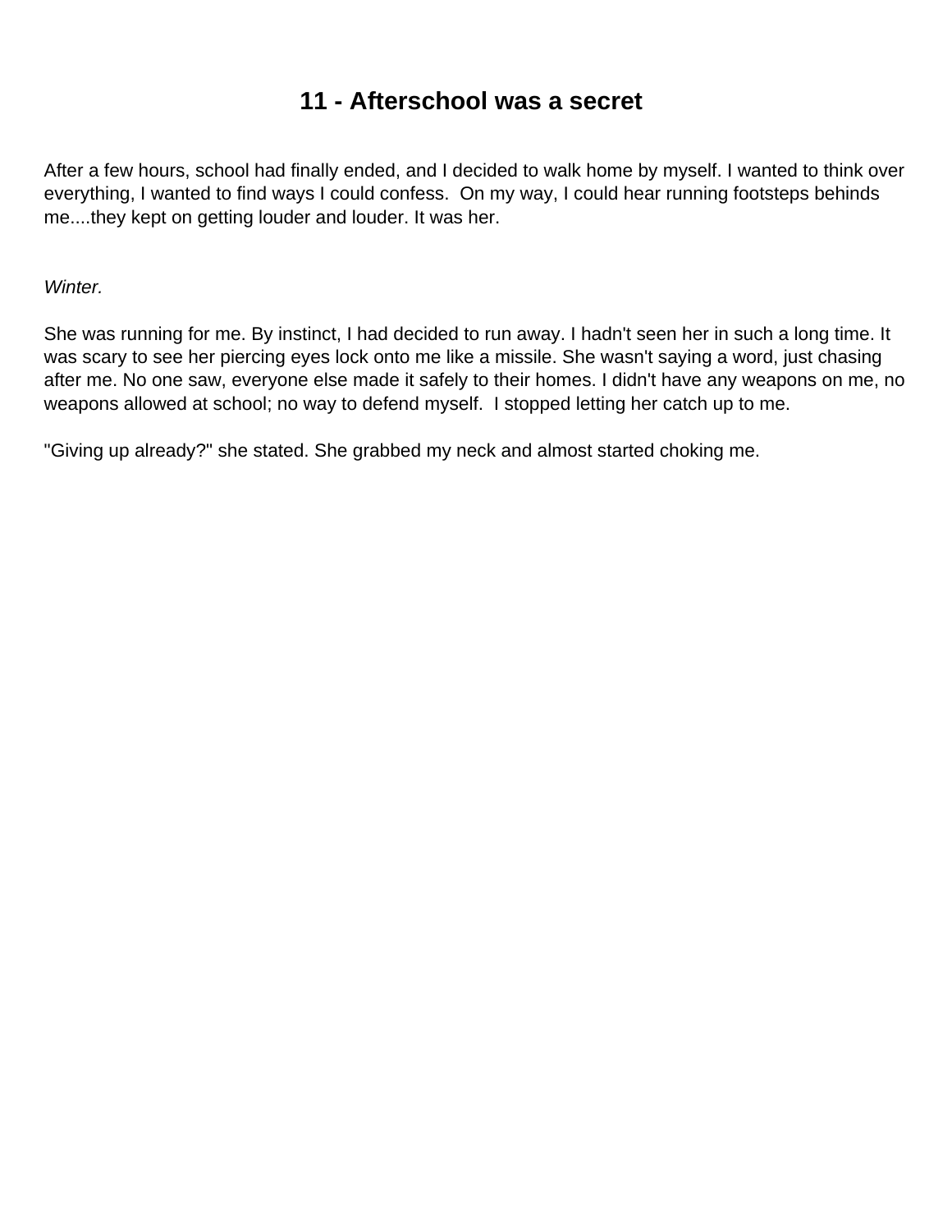# 11 - Afterschool was a secret

After a few hours, school had finally ended, and I decided to walk home by myself. I wanted to think over everything, I wanted to find ways I could confess.  On my way, I could hear running footsteps behinds me....they kept on getting louder and louder. It was her.

*Winter.*

She was running for me. By instinct, I had decided to run away. I hadn't seen her in such a long time. It was scary to see her piercing eyes lock onto me like a missile. She wasn't saying a word, just chasing after me. No one saw, everyone else made it safely to their homes. I didn't have any weapons on me, no weapons allowed at school; no way to defend myself.  I stopped letting her catch up to me.

"Giving up already?" she stated. She grabbed my neck and almost started choking me.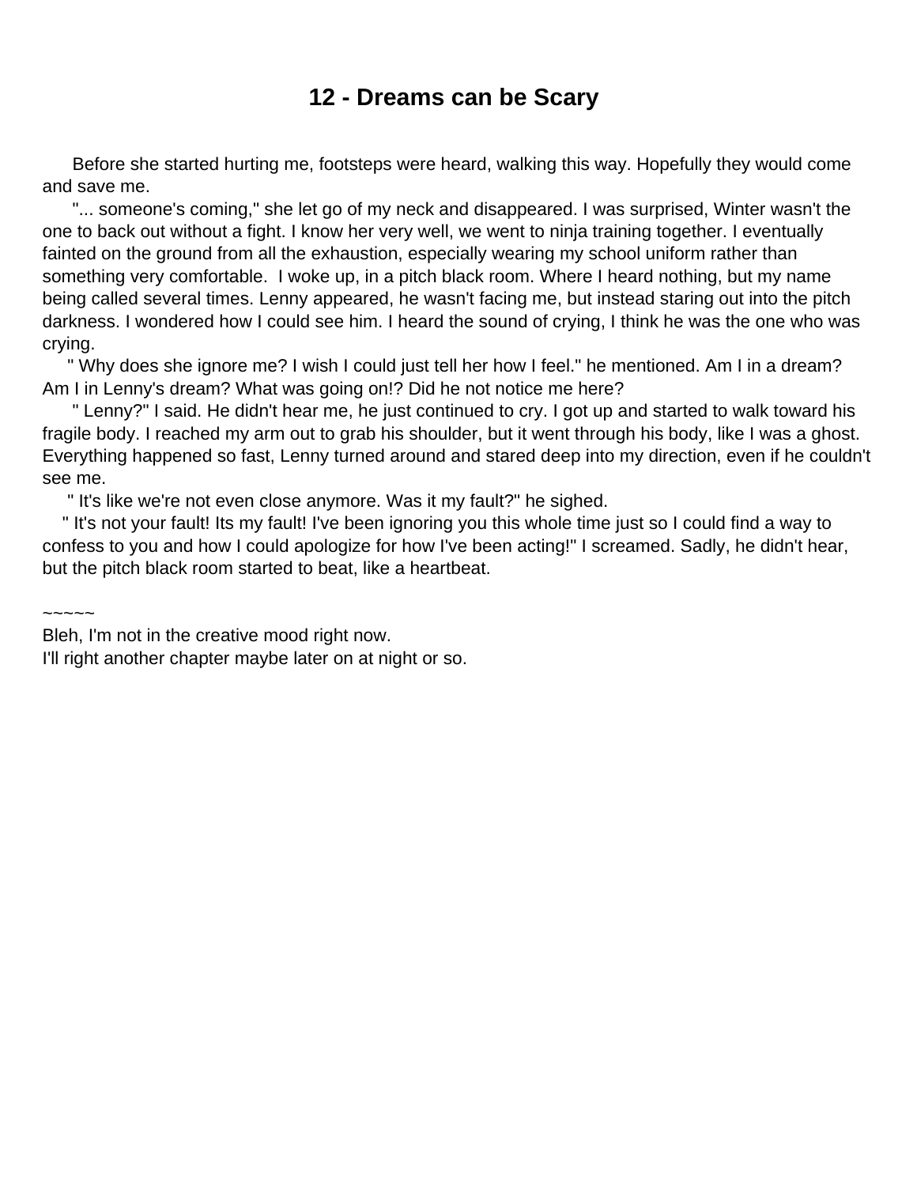# 12 - Dreams can be Scary

Before she started hurting me, footsteps were heard, walking this way. Hopefully they would come and save me.

"... someone's coming," she let go of my neck and disappeared. I was surprised, Winter wasn't the one to back out without a fight. I know her very well, we went to ninja training together. I eventually fainted on the ground from all the exhaustion, especially wearing my school uniform rather than something very comfortable. I woke up, in a pitch black room. Where I heard nothing, but my name being called several times. Lenny appeared, he wasn't facing me, but instead staring out into the pitch darkness. I wondered how I could see him. I heard the sound of crying, I think he was the one who was crying.

" Why does she ignore me? I wish I could just tell her how I feel." he mentioned. Am I in a dream? Am I in Lenny's dream? What was going on!? Did he not notice me here?

" Lenny?" I said. He didn't hear me, he just continued to cry. I got up and started to walk toward his fragile body. I reached my arm out to grab his shoulder, but it went through his body, like I was a ghost. Everything happened so fast, Lenny turned around and stared deep into my direction, even if he couldn't see me.

" It's like we're not even close anymore. Was it my fault?" he sighed.

" It's not your fault! Its my fault! I've been ignoring you this whole time just so I could find a way to confess to you and how I could apologize for how I've been acting!" I screamed. Sadly, he didn't hear, but the pitch black room started to beat, like a heartbeat.

~~~~~

Bleh, I'm not in the creative mood right now.
I'll right another chapter maybe later on at night or so.